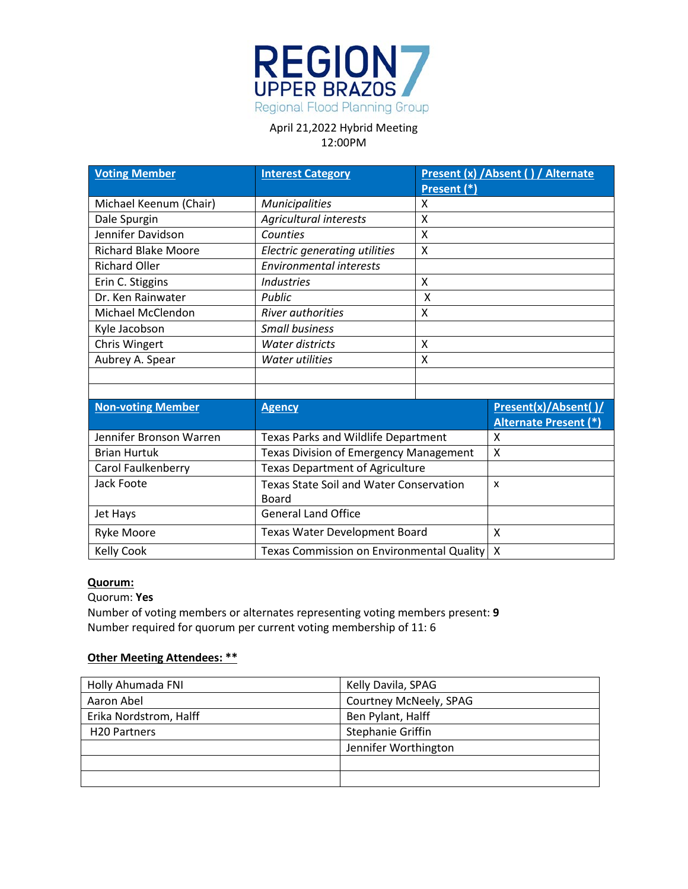# REGION 7 UPPER BRAZOS

Regional Flood Planning Group

April 21,2022 Hybrid Meeting
12:00PM

| Voting Member | Interest Category | Present (x) /Absent ( ) / Alternate Present (*) |
|---|---|---|
| Michael Keenum (Chair) | *Municipalities* | X |
| Dale Spurgin | *Agricultural interests* | X |
| Jennifer Davidson | *Counties* | X |
| Richard Blake Moore | *Electric generating utilities* | X |
| Richard Oller | *Environmental interests* | |
| Erin C. Stiggins | *Industries* | X |
| Dr. Ken Rainwater | *Public* | X |
| Michael McClendon | *River authorities* | X |
| Kyle Jacobson | *Small business* | |
| Chris Wingert | *Water districts* | X |
| Aubrey A. Spear | *Water utilities* | X |
| | | |
| | | |

| Non-voting Member | Agency | Present(x)/Absent( )/ Alternate Present (*) |
|---|---|---|
| Jennifer Bronson Warren | Texas Parks and Wildlife Department | X |
| Brian Hurtuk | Texas Division of Emergency Management | X |
| Carol Faulkenberry | Texas Department of Agriculture | |
| Jack Foote | Texas State Soil and Water Conservation Board | x |
| Jet Hays | General Land Office | |
| Ryke Moore | Texas Water Development Board | X |
| Kelly Cook | Texas Commission on Environmental Quality | X |

**Quorum:**

Quorum: **Yes**

Number of voting members or alternates representing voting members present: **9**

Number required for quorum per current voting membership of 11: 6

**Other Meeting Attendees: \*\***

| | |
|---|---|
| Holly Ahumada FNI | Kelly Davila, SPAG |
| Aaron Abel | Courtney McNeely, SPAG |
| Erika Nordstrom, Halff | Ben Pylant, Halff |
| H20 Partners | Stephanie Griffin |
| | Jennifer Worthington |
| | |
| | |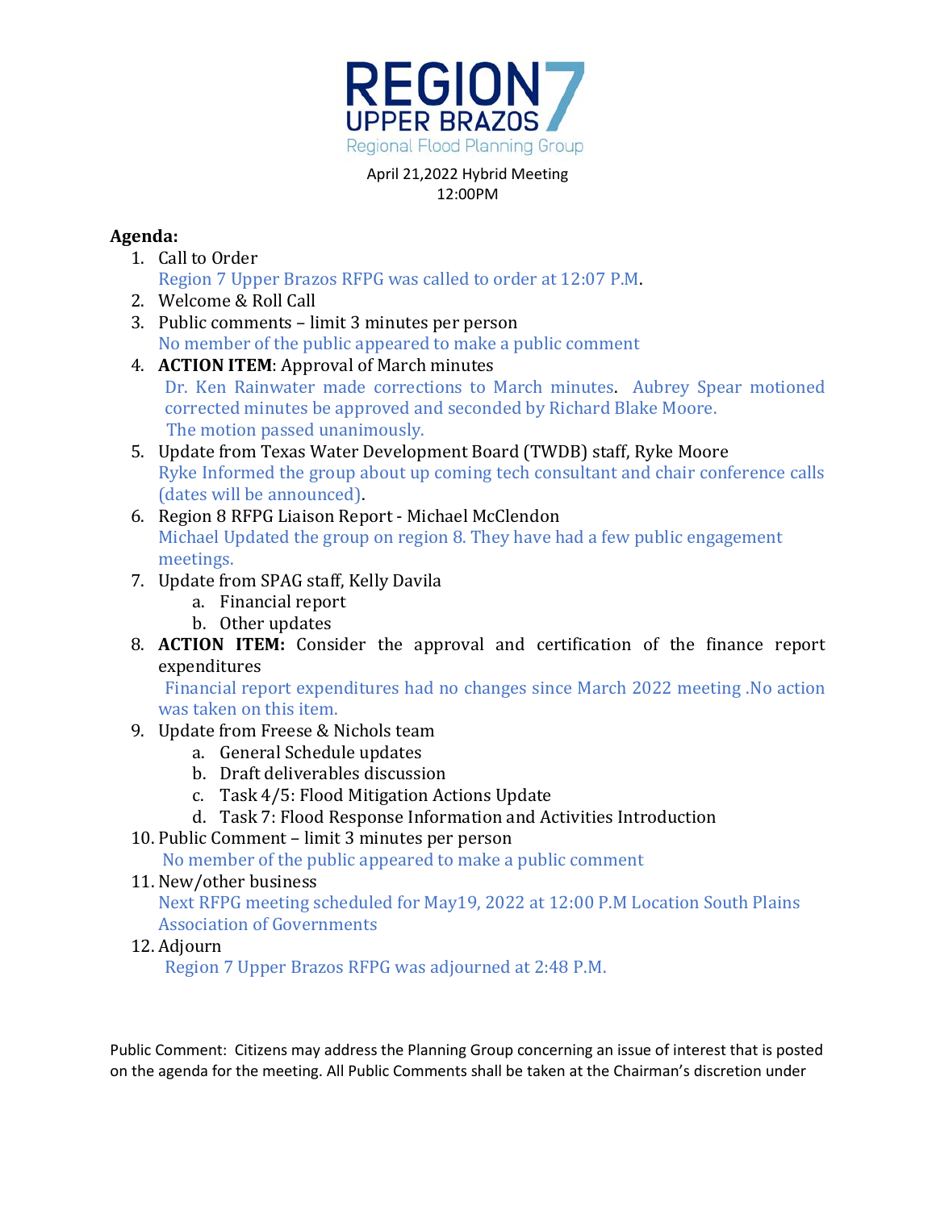REGION 7
UPPER BRAZOS
Regional Flood Planning Group

April 21,2022 Hybrid Meeting
12:00PM

**Agenda:**

1. Call to Order
   Region 7 Upper Brazos RFPG was called to order at 12:07 P.M.
2. Welcome & Roll Call
3. Public comments – limit 3 minutes per person
   No member of the public appeared to make a public comment
4. **ACTION ITEM**: Approval of March minutes
   Dr. Ken Rainwater made corrections to March minutes. Aubrey Spear motioned corrected minutes be approved and seconded by Richard Blake Moore.
   The motion passed unanimously.
5. Update from Texas Water Development Board (TWDB) staff, Ryke Moore
   Ryke Informed the group about up coming tech consultant and chair conference calls (dates will be announced).
6. Region 8 RFPG Liaison Report - Michael McClendon
   Michael Updated the group on region 8. They have had a few public engagement meetings.
7. Update from SPAG staff, Kelly Davila
   a. Financial report
   b. Other updates
8. **ACTION ITEM:** Consider the approval and certification of the finance report expenditures
   Financial report expenditures had no changes since March 2022 meeting .No action was taken on this item.
9. Update from Freese & Nichols team
   a. General Schedule updates
   b. Draft deliverables discussion
   c. Task 4/5: Flood Mitigation Actions Update
   d. Task 7: Flood Response Information and Activities Introduction
10. Public Comment – limit 3 minutes per person
    No member of the public appeared to make a public comment
11. New/other business
    Next RFPG meeting scheduled for May19, 2022 at 12:00 P.M Location South Plains Association of Governments
12. Adjourn
    Region 7 Upper Brazos RFPG was adjourned at 2:48 P.M.

Public Comment: Citizens may address the Planning Group concerning an issue of interest that is posted on the agenda for the meeting. All Public Comments shall be taken at the Chairman's discretion under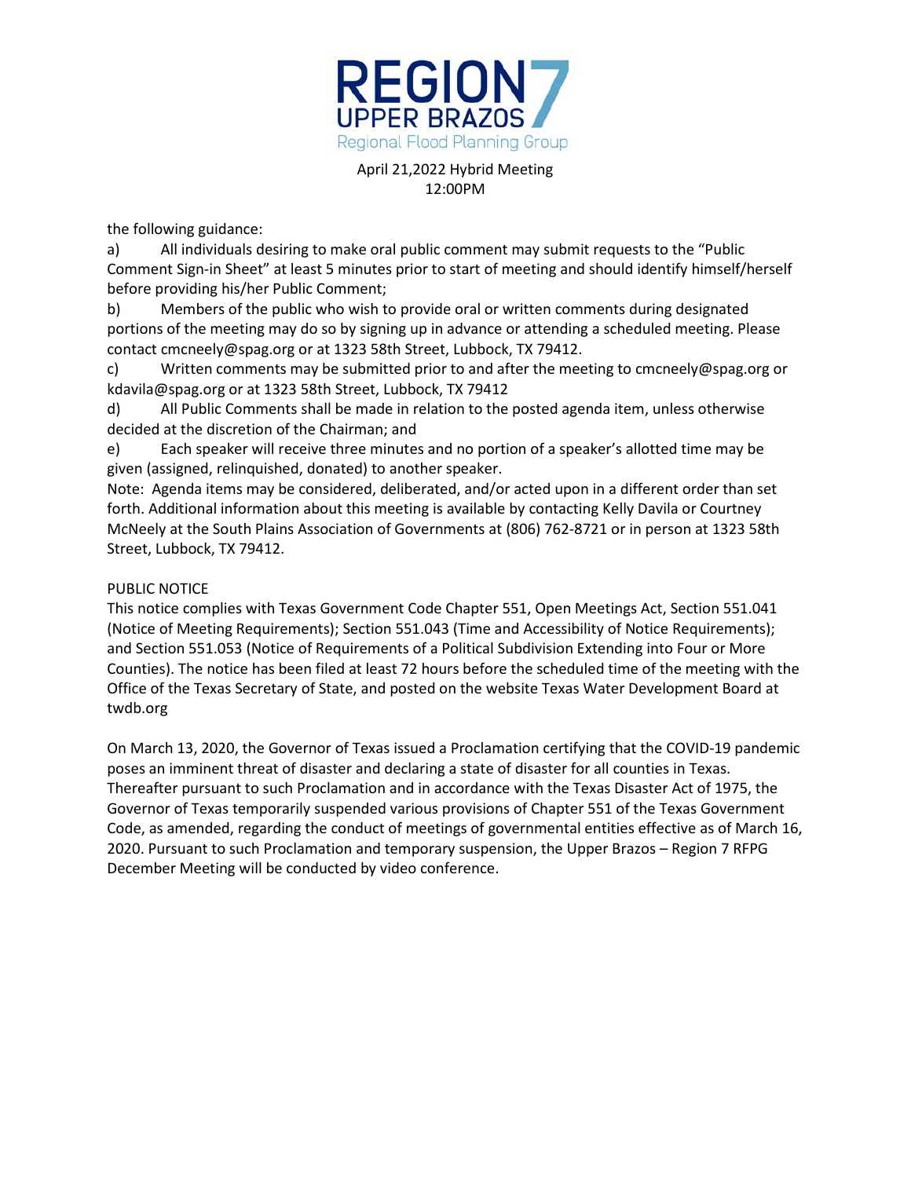the following guidance:

a) All individuals desiring to make oral public comment may submit requests to the "Public Comment Sign-in Sheet" at least 5 minutes prior to start of meeting and should identify himself/herself before providing his/her Public Comment;

b) Members of the public who wish to provide oral or written comments during designated portions of the meeting may do so by signing up in advance or attending a scheduled meeting. Please contact cmcneely@spag.org or at 1323 58th Street, Lubbock, TX 79412.

c) Written comments may be submitted prior to and after the meeting to cmcneely@spag.org or kdavila@spag.org or at 1323 58th Street, Lubbock, TX 79412

d) All Public Comments shall be made in relation to the posted agenda item, unless otherwise decided at the discretion of the Chairman; and

e) Each speaker will receive three minutes and no portion of a speaker's allotted time may be given (assigned, relinquished, donated) to another speaker.

Note: Agenda items may be considered, deliberated, and/or acted upon in a different order than set forth. Additional information about this meeting is available by contacting Kelly Davila or Courtney McNeely at the South Plains Association of Governments at (806) 762-8721 or in person at 1323 58th Street, Lubbock, TX 79412.

PUBLIC NOTICE

This notice complies with Texas Government Code Chapter 551, Open Meetings Act, Section 551.041 (Notice of Meeting Requirements); Section 551.043 (Time and Accessibility of Notice Requirements); and Section 551.053 (Notice of Requirements of a Political Subdivision Extending into Four or More Counties). The notice has been filed at least 72 hours before the scheduled time of the meeting with the Office of the Texas Secretary of State, and posted on the website Texas Water Development Board at twdb.org

On March 13, 2020, the Governor of Texas issued a Proclamation certifying that the COVID-19 pandemic poses an imminent threat of disaster and declaring a state of disaster for all counties in Texas. Thereafter pursuant to such Proclamation and in accordance with the Texas Disaster Act of 1975, the Governor of Texas temporarily suspended various provisions of Chapter 551 of the Texas Government Code, as amended, regarding the conduct of meetings of governmental entities effective as of March 16, 2020. Pursuant to such Proclamation and temporary suspension, the Upper Brazos – Region 7 RFPG December Meeting will be conducted by video conference.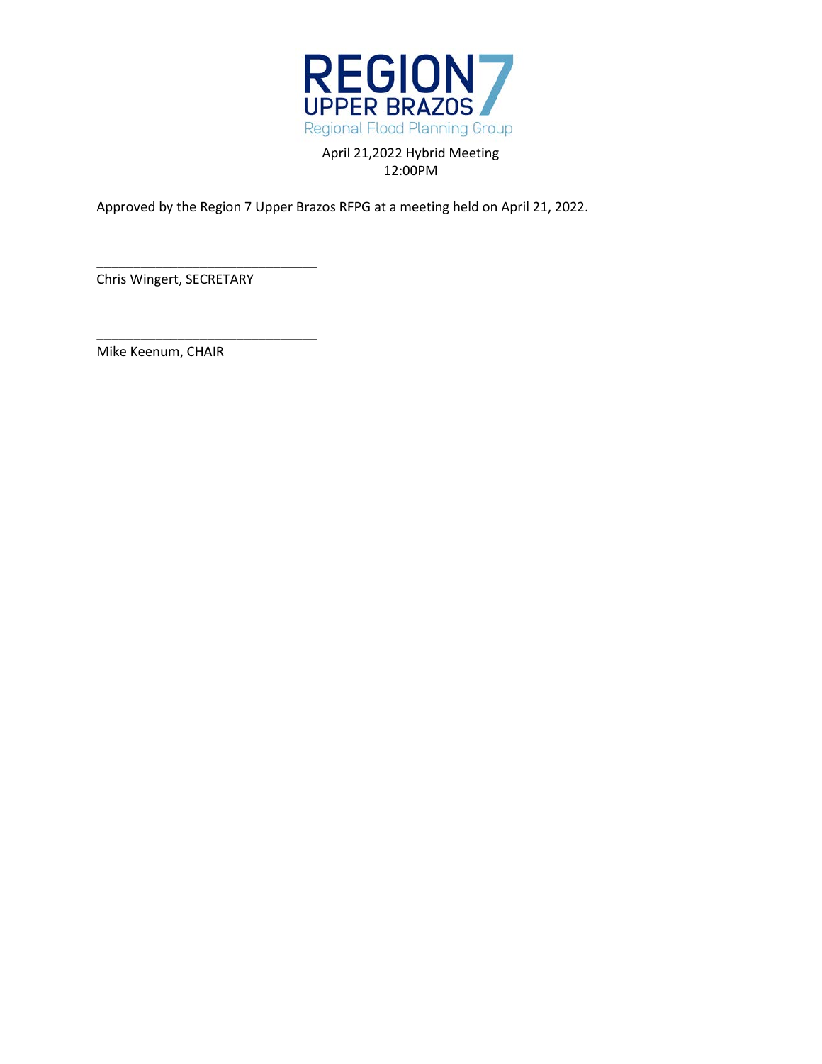**REGION 7**
**UPPER BRAZOS**
Regional Flood Planning Group

April 21,2022 Hybrid Meeting
12:00PM

Approved by the Region 7 Upper Brazos RFPG at a meeting held on April 21, 2022.

______________________________
Chris Wingert, SECRETARY

______________________________
Mike Keenum, CHAIR